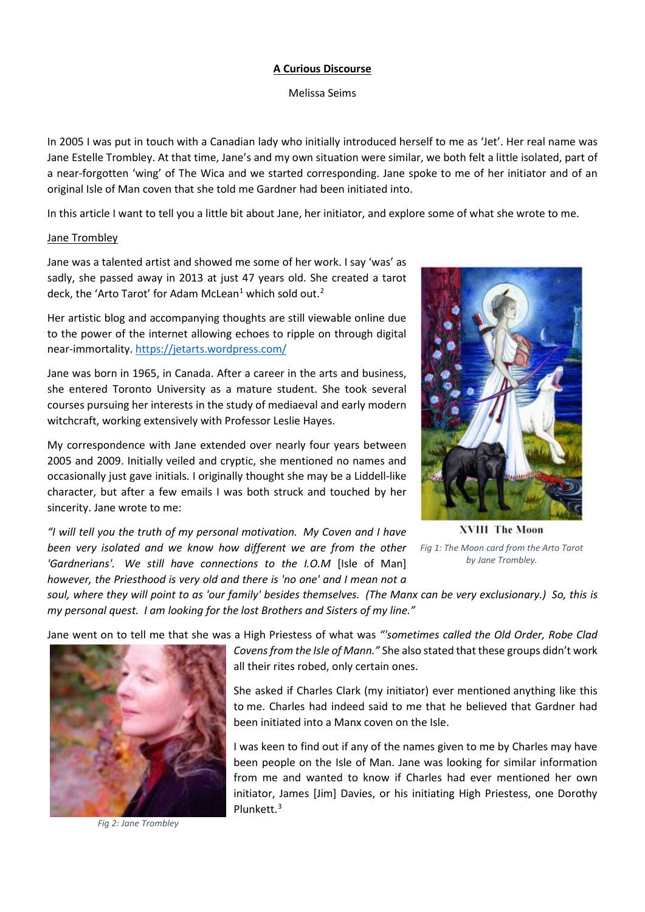**A Curious Discourse**

Melissa Seims

In 2005 I was put in touch with a Canadian lady who initially introduced herself to me as 'Jet'. Her real name was Jane Estelle Trombley. At that time, Jane's and my own situation were similar, we both felt a little isolated, part of a near-forgotten 'wing' of The Wica and we started corresponding. Jane spoke to me of her initiator and of an original Isle of Man coven that she told me Gardner had been initiated into.

In this article I want to tell you a little bit about Jane, her initiator, and explore some of what she wrote to me.

Jane Trombley

Jane was a talented artist and showed me some of her work. I say 'was' as sadly, she passed away in 2013 at just 47 years old. She created a tarot deck, the 'Arto Tarot' for Adam McLean[1] which sold out.[2]

Her artistic blog and accompanying thoughts are still viewable online due to the power of the internet allowing echoes to ripple on through digital near-immortality. https://jetarts.wordpress.com/

Jane was born in 1965, in Canada. After a career in the arts and business, she entered Toronto University as a mature student. She took several courses pursuing her interests in the study of mediaeval and early modern witchcraft, working extensively with Professor Leslie Hayes.

My correspondence with Jane extended over nearly four years between 2005 and 2009. Initially veiled and cryptic, she mentioned no names and occasionally just gave initials. I originally thought she may be a Liddell-like character, but after a few emails I was both struck and touched by her sincerity. Jane wrote to me:

XVIII The Moon

*Fig 1: The Moon card from the Arto Tarot by Jane Trombley.*

*"I will tell you the truth of my personal motivation. My Coven and I have been very isolated and we know how different we are from the other 'Gardnerians'. We still have connections to the I.O.M* [Isle of Man] *however, the Priesthood is very old and there is 'no one' and I mean not a soul, where they will point to as 'our family' besides themselves. (The Manx can be very exclusionary.) So, this is my personal quest. I am looking for the lost Brothers and Sisters of my line."*

Jane went on to tell me that she was a High Priestess of what was *"'sometimes called the Old Order, Robe Clad Covens from the Isle of Mann."* She also stated that these groups didn't work all their rites robed, only certain ones.

*Fig 2: Jane Trombley*

She asked if Charles Clark (my initiator) ever mentioned anything like this to me. Charles had indeed said to me that he believed that Gardner had been initiated into a Manx coven on the Isle.

I was keen to find out if any of the names given to me by Charles may have been people on the Isle of Man. Jane was looking for similar information from me and wanted to know if Charles had ever mentioned her own initiator, James [Jim] Davies, or his initiating High Priestess, one Dorothy Plunkett.[3]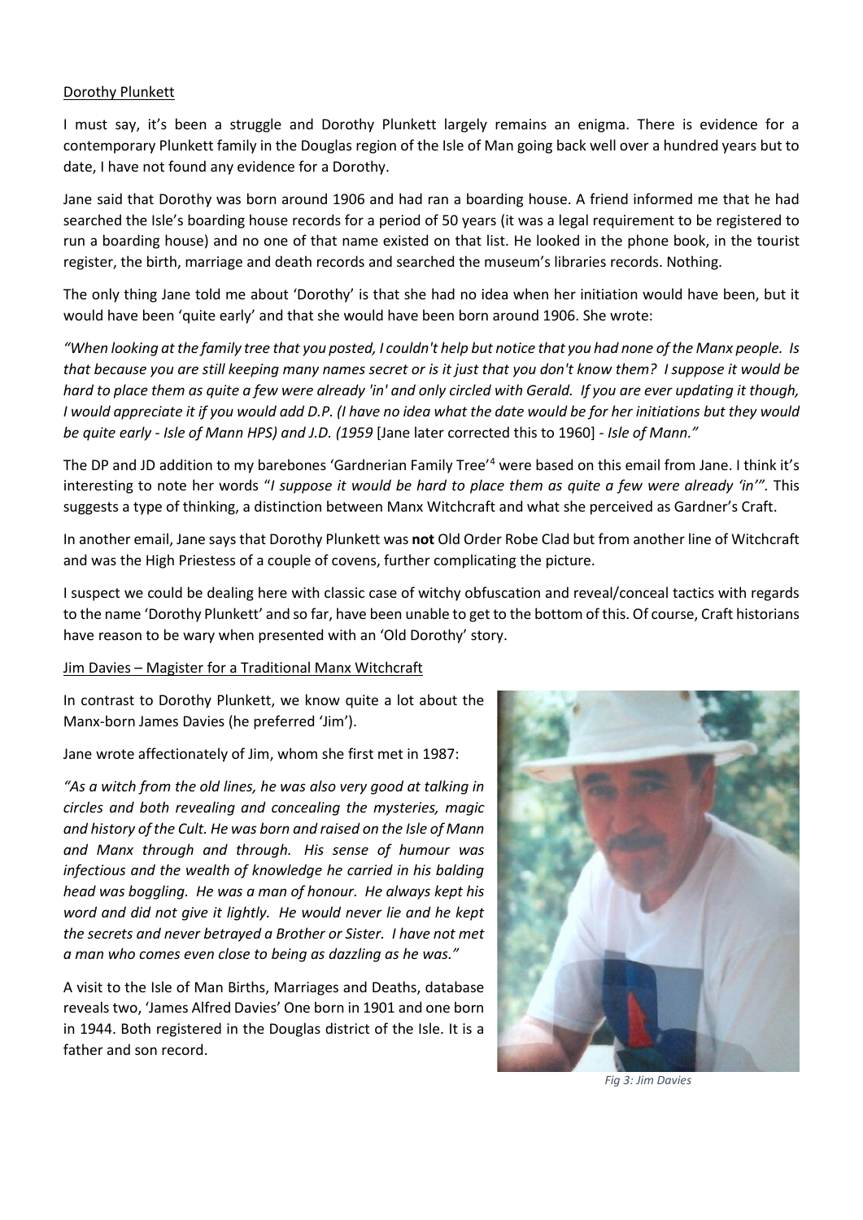Dorothy Plunkett

I must say, it's been a struggle and Dorothy Plunkett largely remains an enigma. There is evidence for a contemporary Plunkett family in the Douglas region of the Isle of Man going back well over a hundred years but to date, I have not found any evidence for a Dorothy.

Jane said that Dorothy was born around 1906 and had ran a boarding house. A friend informed me that he had searched the Isle's boarding house records for a period of 50 years (it was a legal requirement to be registered to run a boarding house) and no one of that name existed on that list. He looked in the phone book, in the tourist register, the birth, marriage and death records and searched the museum's libraries records. Nothing.

The only thing Jane told me about 'Dorothy' is that she had no idea when her initiation would have been, but it would have been 'quite early' and that she would have been born around 1906. She wrote:

*"When looking at the family tree that you posted, I couldn't help but notice that you had none of the Manx people. Is that because you are still keeping many names secret or is it just that you don't know them? I suppose it would be hard to place them as quite a few were already 'in' and only circled with Gerald. If you are ever updating it though, I would appreciate it if you would add D.P. (I have no idea what the date would be for her initiations but they would be quite early - Isle of Mann HPS) and J.D. (1959* [Jane later corrected this to 1960] *- Isle of Mann."*

The DP and JD addition to my barebones 'Gardnerian Family Tree'[4] were based on this email from Jane. I think it's interesting to note her words "*I suppose it would be hard to place them as quite a few were already 'in'*". This suggests a type of thinking, a distinction between Manx Witchcraft and what she perceived as Gardner's Craft.

In another email, Jane says that Dorothy Plunkett was **not** Old Order Robe Clad but from another line of Witchcraft and was the High Priestess of a couple of covens, further complicating the picture.

I suspect we could be dealing here with classic case of witchy obfuscation and reveal/conceal tactics with regards to the name 'Dorothy Plunkett' and so far, have been unable to get to the bottom of this. Of course, Craft historians have reason to be wary when presented with an 'Old Dorothy' story.

Jim Davies – Magister for a Traditional Manx Witchcraft

In contrast to Dorothy Plunkett, we know quite a lot about the Manx-born James Davies (he preferred 'Jim').

Jane wrote affectionately of Jim, whom she first met in 1987:

*"As a witch from the old lines, he was also very good at talking in circles and both revealing and concealing the mysteries, magic and history of the Cult. He was born and raised on the Isle of Mann and Manx through and through. His sense of humour was infectious and the wealth of knowledge he carried in his balding head was boggling. He was a man of honour. He always kept his word and did not give it lightly. He would never lie and he kept the secrets and never betrayed a Brother or Sister. I have not met a man who comes even close to being as dazzling as he was."*

A visit to the Isle of Man Births, Marriages and Deaths, database reveals two, 'James Alfred Davies' One born in 1901 and one born in 1944. Both registered in the Douglas district of the Isle. It is a father and son record.

*Fig 3: Jim Davies*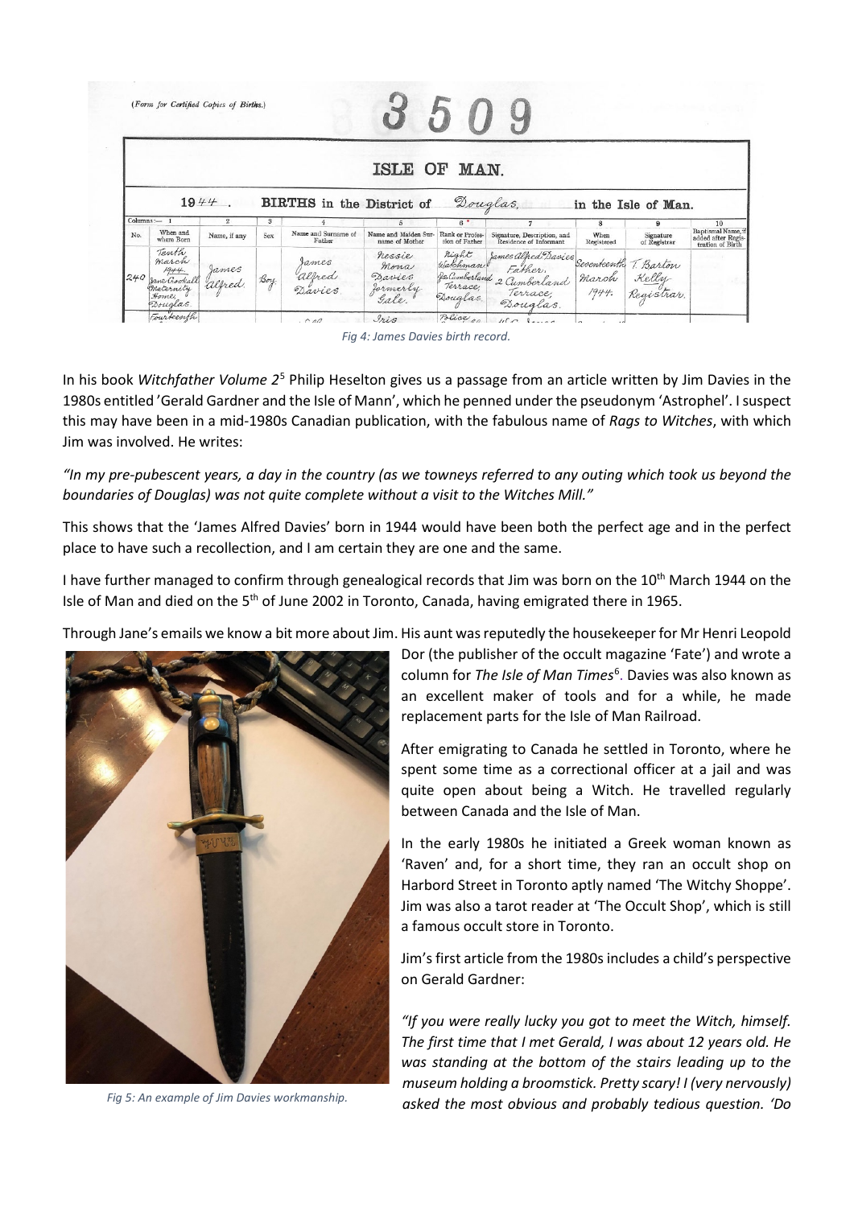(Form for Certified Copies of Births.)

3509

ISLE OF MAN.

1944. BIRTHS in the District of Douglas, in the Isle of Man.

| No. | When and where Born | Name, if any | Sex | Name and Surname of Father | Name and Maiden Surname of Mother | Rank or Profession of Father | Signature, Description, and Residence of Informant | When Registered | Signature of Registrar | Baptismal Name, if added after Registration of Birth |
|---|---|---|---|---|---|---|---|---|---|---|
| 240 | Tenth March 1944. Jane Crookall Maternity Home, Douglas. | James Alfred | Boy | James Alfred Davies | Nessie Mona Davies formerly Gale | Night Watchman of 2 Cumberland Terrace, Douglas. | James Alfred Davies Father, 2 Cumberland Terrace, Douglas. | Seventeenth March 1944. | T. Barton Kelly Registrar. | |

*Fig 4: James Davies birth record.*

In his book *Witchfather Volume 2*[5] Philip Heselton gives us a passage from an article written by Jim Davies in the 1980s entitled 'Gerald Gardner and the Isle of Mann', which he penned under the pseudonym 'Astrophel'. I suspect this may have been in a mid-1980s Canadian publication, with the fabulous name of *Rags to Witches*, with which Jim was involved. He writes:

*"In my pre-pubescent years, a day in the country (as we towneys referred to any outing which took us beyond the boundaries of Douglas) was not quite complete without a visit to the Witches Mill."*

This shows that the 'James Alfred Davies' born in 1944 would have been both the perfect age and in the perfect place to have such a recollection, and I am certain they are one and the same.

I have further managed to confirm through genealogical records that Jim was born on the 10th March 1944 on the Isle of Man and died on the 5th of June 2002 in Toronto, Canada, having emigrated there in 1965.

Through Jane's emails we know a bit more about Jim. His aunt was reputedly the housekeeper for Mr Henri Leopold Dor (the publisher of the occult magazine 'Fate') and wrote a column for *The Isle of Man Times*[6]. Davies was also known as an excellent maker of tools and for a while, he made replacement parts for the Isle of Man Railroad.

*Fig 5: An example of Jim Davies workmanship.*

After emigrating to Canada he settled in Toronto, where he spent some time as a correctional officer at a jail and was quite open about being a Witch. He travelled regularly between Canada and the Isle of Man.

In the early 1980s he initiated a Greek woman known as 'Raven' and, for a short time, they ran an occult shop on Harbord Street in Toronto aptly named 'The Witchy Shoppe'. Jim was also a tarot reader at 'The Occult Shop', which is still a famous occult store in Toronto.

Jim's first article from the 1980s includes a child's perspective on Gerald Gardner:

*"If you were really lucky you got to meet the Witch, himself. The first time that I met Gerald, I was about 12 years old. He was standing at the bottom of the stairs leading up to the museum holding a broomstick. Pretty scary! I (very nervously) asked the most obvious and probably tedious question. 'Do*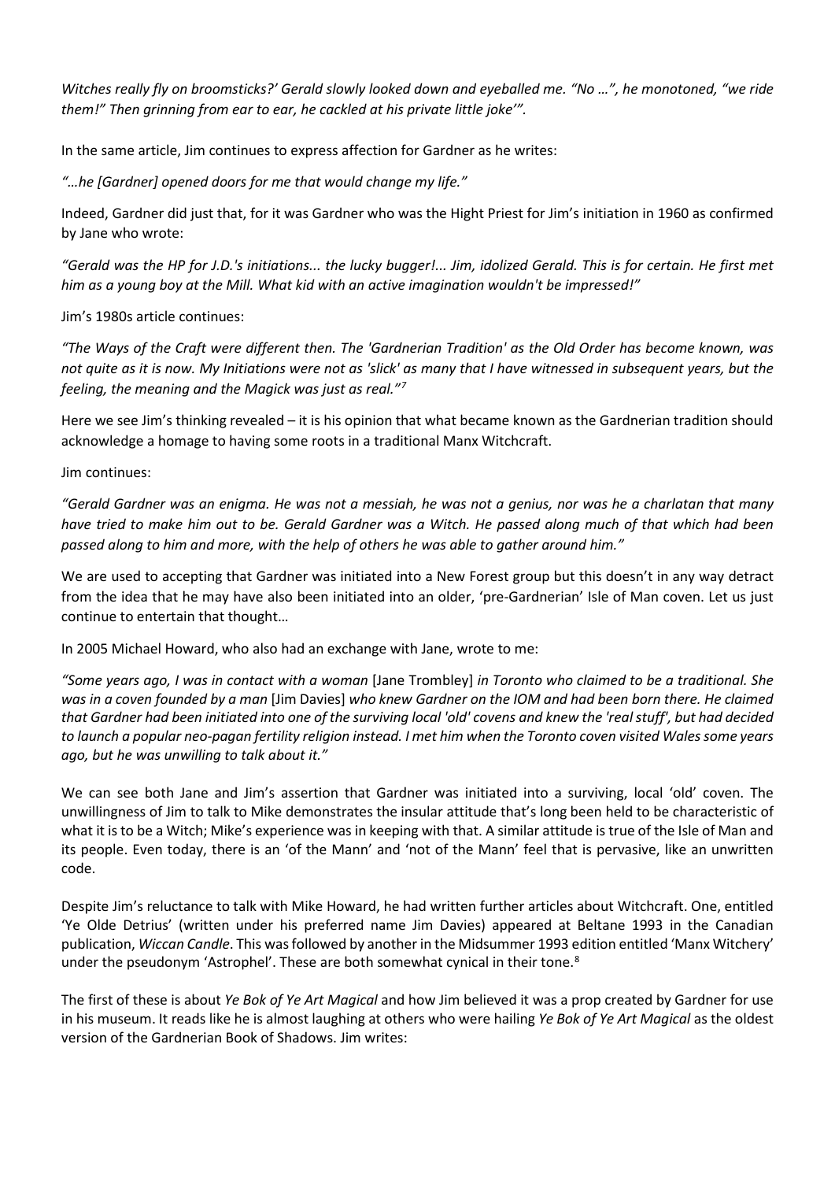*Witches really fly on broomsticks?' Gerald slowly looked down and eyeballed me. "No …", he monotoned, "we ride them!" Then grinning from ear to ear, he cackled at his private little joke'".*

In the same article, Jim continues to express affection for Gardner as he writes:

*"…he [Gardner] opened doors for me that would change my life."*

Indeed, Gardner did just that, for it was Gardner who was the Hight Priest for Jim's initiation in 1960 as confirmed by Jane who wrote:

*"Gerald was the HP for J.D.'s initiations... the lucky bugger!... Jim, idolized Gerald. This is for certain. He first met him as a young boy at the Mill. What kid with an active imagination wouldn't be impressed!"*

Jim's 1980s article continues:

*"The Ways of the Craft were different then. The 'Gardnerian Tradition' as the Old Order has become known, was not quite as it is now. My Initiations were not as 'slick' as many that I have witnessed in subsequent years, but the feeling, the meaning and the Magick was just as real."*[7]

Here we see Jim's thinking revealed – it is his opinion that what became known as the Gardnerian tradition should acknowledge a homage to having some roots in a traditional Manx Witchcraft.

Jim continues:

*"Gerald Gardner was an enigma. He was not a messiah, he was not a genius, nor was he a charlatan that many have tried to make him out to be. Gerald Gardner was a Witch. He passed along much of that which had been passed along to him and more, with the help of others he was able to gather around him."*

We are used to accepting that Gardner was initiated into a New Forest group but this doesn't in any way detract from the idea that he may have also been initiated into an older, 'pre-Gardnerian' Isle of Man coven. Let us just continue to entertain that thought…

In 2005 Michael Howard, who also had an exchange with Jane, wrote to me:

*"Some years ago, I was in contact with a woman* [Jane Trombley] *in Toronto who claimed to be a traditional. She was in a coven founded by a man* [Jim Davies] *who knew Gardner on the IOM and had been born there. He claimed that Gardner had been initiated into one of the surviving local 'old' covens and knew the 'real stuff', but had decided to launch a popular neo-pagan fertility religion instead. I met him when the Toronto coven visited Wales some years ago, but he was unwilling to talk about it."*

We can see both Jane and Jim's assertion that Gardner was initiated into a surviving, local 'old' coven. The unwillingness of Jim to talk to Mike demonstrates the insular attitude that's long been held to be characteristic of what it is to be a Witch; Mike's experience was in keeping with that. A similar attitude is true of the Isle of Man and its people. Even today, there is an 'of the Mann' and 'not of the Mann' feel that is pervasive, like an unwritten code.

Despite Jim's reluctance to talk with Mike Howard, he had written further articles about Witchcraft. One, entitled 'Ye Olde Detrius' (written under his preferred name Jim Davies) appeared at Beltane 1993 in the Canadian publication, *Wiccan Candle*. This was followed by another in the Midsummer 1993 edition entitled 'Manx Witchery' under the pseudonym 'Astrophel'. These are both somewhat cynical in their tone.[8]

The first of these is about *Ye Bok of Ye Art Magical* and how Jim believed it was a prop created by Gardner for use in his museum. It reads like he is almost laughing at others who were hailing *Ye Bok of Ye Art Magical* as the oldest version of the Gardnerian Book of Shadows. Jim writes: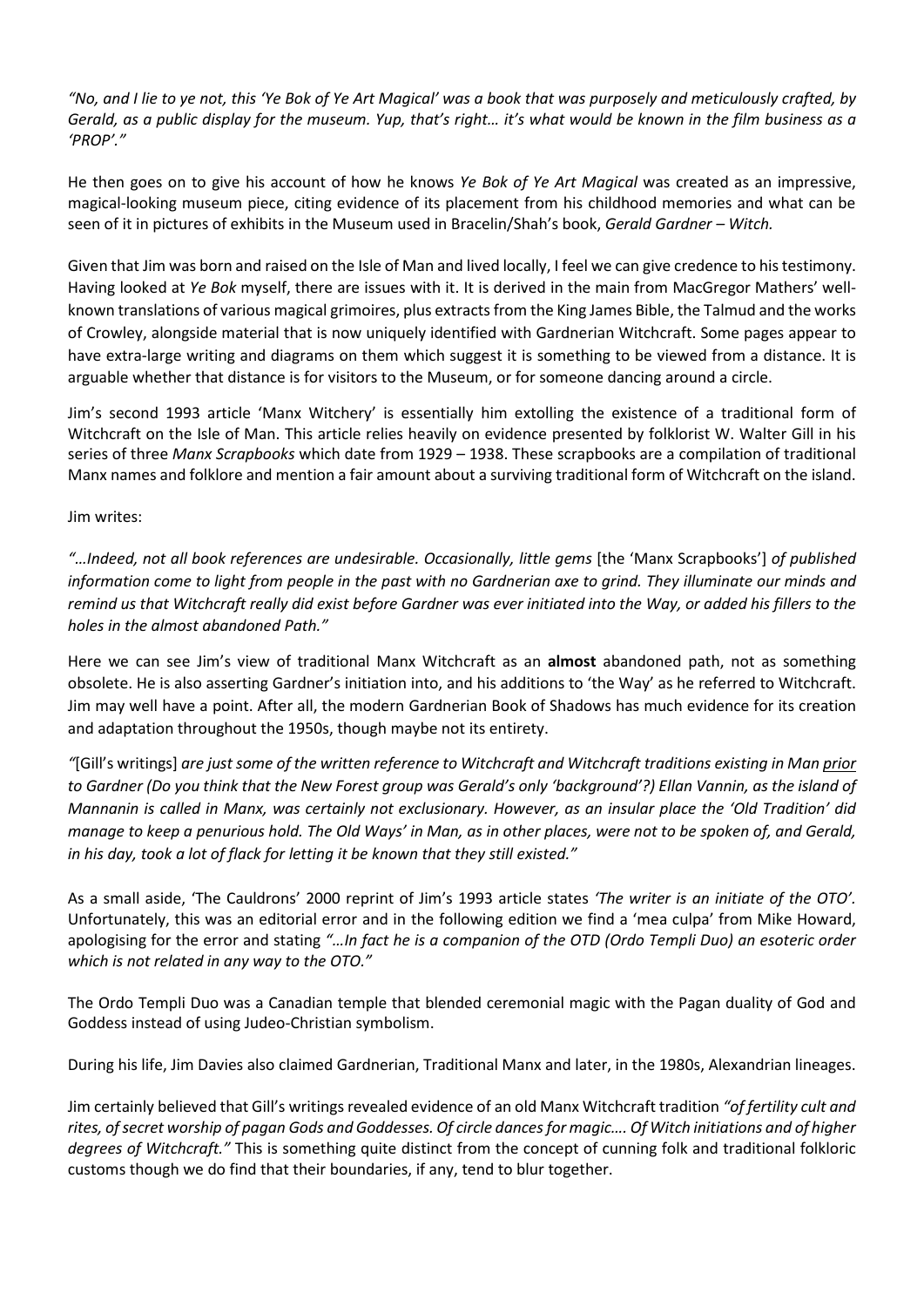*"No, and I lie to ye not, this 'Ye Bok of Ye Art Magical' was a book that was purposely and meticulously crafted, by Gerald, as a public display for the museum. Yup, that's right… it's what would be known in the film business as a 'PROP'."*

He then goes on to give his account of how he knows *Ye Bok of Ye Art Magical* was created as an impressive, magical-looking museum piece, citing evidence of its placement from his childhood memories and what can be seen of it in pictures of exhibits in the Museum used in Bracelin/Shah's book, *Gerald Gardner – Witch.*

Given that Jim was born and raised on the Isle of Man and lived locally, I feel we can give credence to his testimony. Having looked at *Ye Bok* myself, there are issues with it. It is derived in the main from MacGregor Mathers' well-known translations of various magical grimoires, plus extracts from the King James Bible, the Talmud and the works of Crowley, alongside material that is now uniquely identified with Gardnerian Witchcraft. Some pages appear to have extra-large writing and diagrams on them which suggest it is something to be viewed from a distance. It is arguable whether that distance is for visitors to the Museum, or for someone dancing around a circle.

Jim's second 1993 article 'Manx Witchery' is essentially him extolling the existence of a traditional form of Witchcraft on the Isle of Man. This article relies heavily on evidence presented by folklorist W. Walter Gill in his series of three *Manx Scrapbooks* which date from 1929 – 1938. These scrapbooks are a compilation of traditional Manx names and folklore and mention a fair amount about a surviving traditional form of Witchcraft on the island.

Jim writes:

*"…Indeed, not all book references are undesirable. Occasionally, little gems* [the 'Manx Scrapbooks'] *of published information come to light from people in the past with no Gardnerian axe to grind. They illuminate our minds and remind us that Witchcraft really did exist before Gardner was ever initiated into the Way, or added his fillers to the holes in the almost abandoned Path."*

Here we can see Jim's view of traditional Manx Witchcraft as an **almost** abandoned path, not as something obsolete. He is also asserting Gardner's initiation into, and his additions to 'the Way' as he referred to Witchcraft. Jim may well have a point. After all, the modern Gardnerian Book of Shadows has much evidence for its creation and adaptation throughout the 1950s, though maybe not its entirety.

*"*[Gill's writings] *are just some of the written reference to Witchcraft and Witchcraft traditions existing in Man prior to Gardner (Do you think that the New Forest group was Gerald's only 'background'?) Ellan Vannin, as the island of Mannanin is called in Manx, was certainly not exclusionary. However, as an insular place the 'Old Tradition' did manage to keep a penurious hold. The Old Ways' in Man, as in other places, were not to be spoken of, and Gerald, in his day, took a lot of flack for letting it be known that they still existed."*

As a small aside, 'The Cauldrons' 2000 reprint of Jim's 1993 article states *'The writer is an initiate of the OTO'*. Unfortunately, this was an editorial error and in the following edition we find a 'mea culpa' from Mike Howard, apologising for the error and stating *"…In fact he is a companion of the OTD (Ordo Templi Duo) an esoteric order which is not related in any way to the OTO."*

The Ordo Templi Duo was a Canadian temple that blended ceremonial magic with the Pagan duality of God and Goddess instead of using Judeo-Christian symbolism.

During his life, Jim Davies also claimed Gardnerian, Traditional Manx and later, in the 1980s, Alexandrian lineages.

Jim certainly believed that Gill's writings revealed evidence of an old Manx Witchcraft tradition *"of fertility cult and rites, of secret worship of pagan Gods and Goddesses. Of circle dances for magic…. Of Witch initiations and of higher degrees of Witchcraft."* This is something quite distinct from the concept of cunning folk and traditional folkloric customs though we do find that their boundaries, if any, tend to blur together.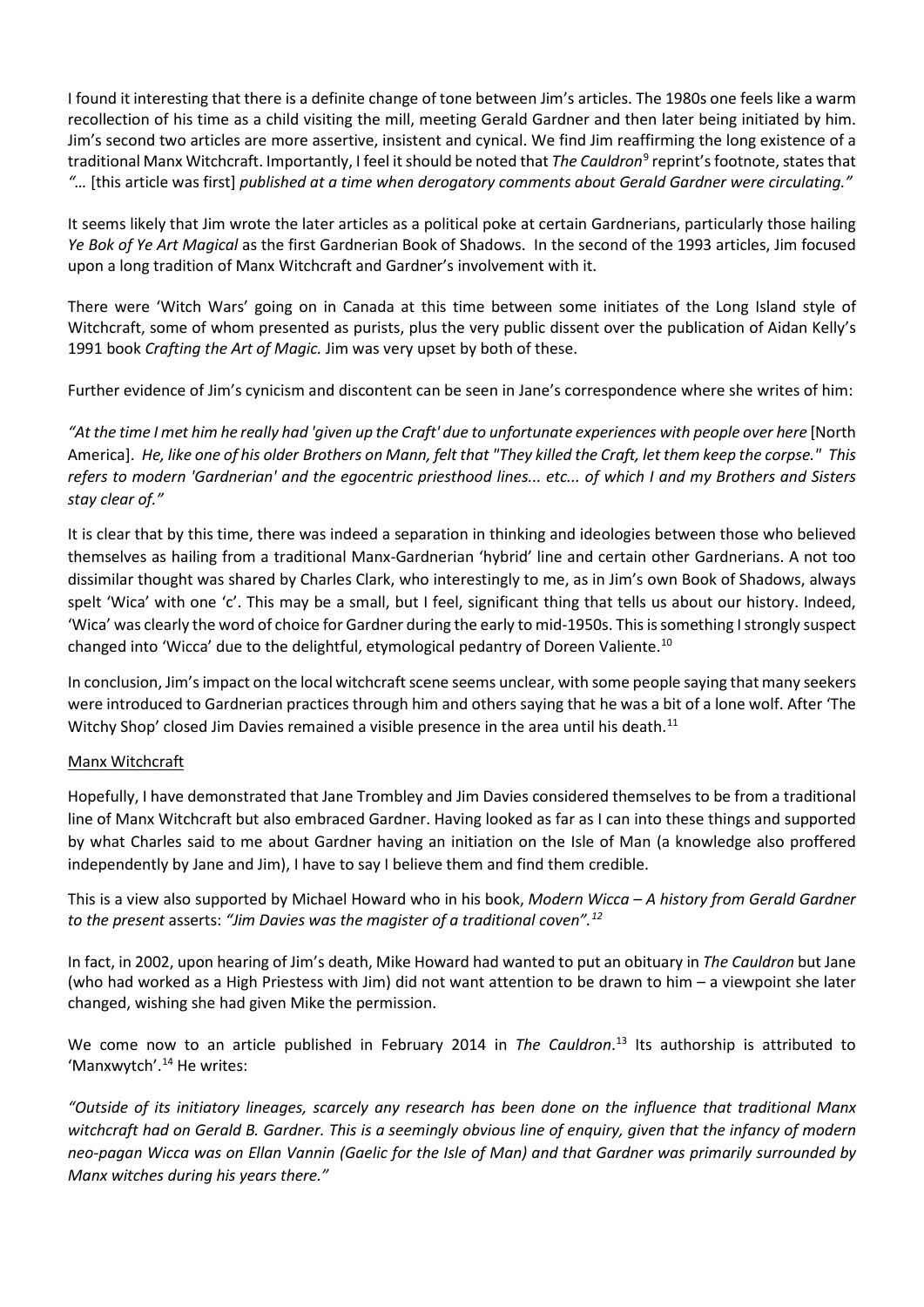I found it interesting that there is a definite change of tone between Jim's articles. The 1980s one feels like a warm recollection of his time as a child visiting the mill, meeting Gerald Gardner and then later being initiated by him. Jim's second two articles are more assertive, insistent and cynical. We find Jim reaffirming the long existence of a traditional Manx Witchcraft. Importantly, I feel it should be noted that *The Cauldron*[9] reprint's footnote, states that *"…* [this article was first] *published at a time when derogatory comments about Gerald Gardner were circulating."*

It seems likely that Jim wrote the later articles as a political poke at certain Gardnerians, particularly those hailing *Ye Bok of Ye Art Magical* as the first Gardnerian Book of Shadows. In the second of the 1993 articles, Jim focused upon a long tradition of Manx Witchcraft and Gardner's involvement with it.

There were 'Witch Wars' going on in Canada at this time between some initiates of the Long Island style of Witchcraft, some of whom presented as purists, plus the very public dissent over the publication of Aidan Kelly's 1991 book *Crafting the Art of Magic.* Jim was very upset by both of these.

Further evidence of Jim's cynicism and discontent can be seen in Jane's correspondence where she writes of him:

*"At the time I met him he really had 'given up the Craft' due to unfortunate experiences with people over here* [North America]. *He, like one of his older Brothers on Mann, felt that "They killed the Craft, let them keep the corpse." This refers to modern 'Gardnerian' and the egocentric priesthood lines... etc... of which I and my Brothers and Sisters stay clear of."*

It is clear that by this time, there was indeed a separation in thinking and ideologies between those who believed themselves as hailing from a traditional Manx-Gardnerian 'hybrid' line and certain other Gardnerians. A not too dissimilar thought was shared by Charles Clark, who interestingly to me, as in Jim's own Book of Shadows, always spelt 'Wica' with one 'c'. This may be a small, but I feel, significant thing that tells us about our history. Indeed, 'Wica' was clearly the word of choice for Gardner during the early to mid-1950s. This is something I strongly suspect changed into 'Wicca' due to the delightful, etymological pedantry of Doreen Valiente.[10]

In conclusion, Jim's impact on the local witchcraft scene seems unclear, with some people saying that many seekers were introduced to Gardnerian practices through him and others saying that he was a bit of a lone wolf. After 'The Witchy Shop' closed Jim Davies remained a visible presence in the area until his death.[11]

## Manx Witchcraft

Hopefully, I have demonstrated that Jane Trombley and Jim Davies considered themselves to be from a traditional line of Manx Witchcraft but also embraced Gardner. Having looked as far as I can into these things and supported by what Charles said to me about Gardner having an initiation on the Isle of Man (a knowledge also proffered independently by Jane and Jim), I have to say I believe them and find them credible.

This is a view also supported by Michael Howard who in his book, *Modern Wicca – A history from Gerald Gardner to the present* asserts: *"Jim Davies was the magister of a traditional coven".*[12]

In fact, in 2002, upon hearing of Jim's death, Mike Howard had wanted to put an obituary in *The Cauldron* but Jane (who had worked as a High Priestess with Jim) did not want attention to be drawn to him – a viewpoint she later changed, wishing she had given Mike the permission.

We come now to an article published in February 2014 in *The Cauldron*.[13] Its authorship is attributed to 'Manxwytch'.[14] He writes:

*"Outside of its initiatory lineages, scarcely any research has been done on the influence that traditional Manx witchcraft had on Gerald B. Gardner. This is a seemingly obvious line of enquiry, given that the infancy of modern neo-pagan Wicca was on Ellan Vannin (Gaelic for the Isle of Man) and that Gardner was primarily surrounded by Manx witches during his years there."*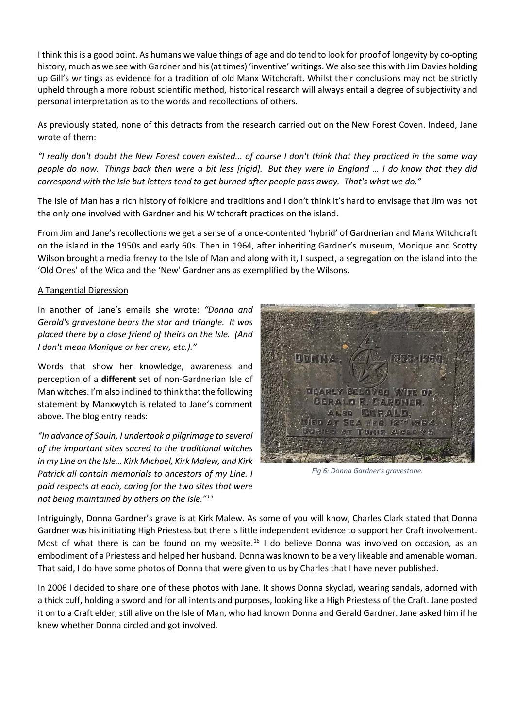I think this is a good point. As humans we value things of age and do tend to look for proof of longevity by co-opting history, much as we see with Gardner and his (at times) 'inventive' writings. We also see this with Jim Davies holding up Gill's writings as evidence for a tradition of old Manx Witchcraft. Whilst their conclusions may not be strictly upheld through a more robust scientific method, historical research will always entail a degree of subjectivity and personal interpretation as to the words and recollections of others.

As previously stated, none of this detracts from the research carried out on the New Forest Coven. Indeed, Jane wrote of them:

*"I really don't doubt the New Forest coven existed... of course I don't think that they practiced in the same way people do now. Things back then were a bit less [rigid]. But they were in England … I do know that they did correspond with the Isle but letters tend to get burned after people pass away. That's what we do."*

The Isle of Man has a rich history of folklore and traditions and I don't think it's hard to envisage that Jim was not the only one involved with Gardner and his Witchcraft practices on the island.

From Jim and Jane's recollections we get a sense of a once-contented 'hybrid' of Gardnerian and Manx Witchcraft on the island in the 1950s and early 60s. Then in 1964, after inheriting Gardner's museum, Monique and Scotty Wilson brought a media frenzy to the Isle of Man and along with it, I suspect, a segregation on the island into the 'Old Ones' of the Wica and the 'New' Gardnerians as exemplified by the Wilsons.

A Tangential Digression

In another of Jane's emails she wrote: *"Donna and Gerald's gravestone bears the star and triangle. It was placed there by a close friend of theirs on the Isle. (And I don't mean Monique or her crew, etc.)."*

Words that show her knowledge, awareness and perception of a **different** set of non-Gardnerian Isle of Man witches. I'm also inclined to think that the following statement by Manxwytch is related to Jane's comment above. The blog entry reads:

*"In advance of Sauin, I undertook a pilgrimage to several of the important sites sacred to the traditional witches in my Line on the Isle… Kirk Michael, Kirk Malew, and Kirk Patrick all contain memorials to ancestors of my Line. I paid respects at each, caring for the two sites that were not being maintained by others on the Isle."*[15]

*Fig 6: Donna Gardner's gravestone.*

Intriguingly, Donna Gardner's grave is at Kirk Malew. As some of you will know, Charles Clark stated that Donna Gardner was his initiating High Priestess but there is little independent evidence to support her Craft involvement. Most of what there is can be found on my website.[16] I do believe Donna was involved on occasion, as an embodiment of a Priestess and helped her husband. Donna was known to be a very likeable and amenable woman. That said, I do have some photos of Donna that were given to us by Charles that I have never published.

In 2006 I decided to share one of these photos with Jane. It shows Donna skyclad, wearing sandals, adorned with a thick cuff, holding a sword and for all intents and purposes, looking like a High Priestess of the Craft. Jane posted it on to a Craft elder, still alive on the Isle of Man, who had known Donna and Gerald Gardner. Jane asked him if he knew whether Donna circled and got involved.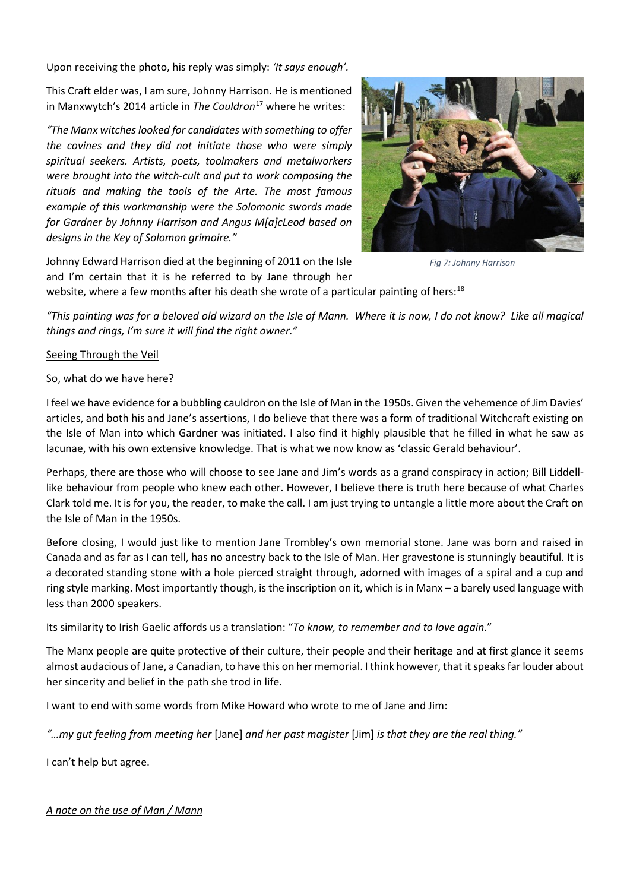Upon receiving the photo, his reply was simply: *'It says enough'.*

This Craft elder was, I am sure, Johnny Harrison. He is mentioned in Manxwytch's 2014 article in *The Cauldron*[17] where he writes:

*"The Manx witches looked for candidates with something to offer the covines and they did not initiate those who were simply spiritual seekers. Artists, poets, toolmakers and metalworkers were brought into the witch-cult and put to work composing the rituals and making the tools of the Arte. The most famous example of this workmanship were the Solomonic swords made for Gardner by Johnny Harrison and Angus M[a]cLeod based on designs in the Key of Solomon grimoire."*

*Fig 7: Johnny Harrison*

Johnny Edward Harrison died at the beginning of 2011 on the Isle and I'm certain that it is he referred to by Jane through her website, where a few months after his death she wrote of a particular painting of hers:[18]

*"This painting was for a beloved old wizard on the Isle of Mann. Where it is now, I do not know? Like all magical things and rings, I'm sure it will find the right owner."*

<u>Seeing Through the Veil</u>

So, what do we have here?

I feel we have evidence for a bubbling cauldron on the Isle of Man in the 1950s. Given the vehemence of Jim Davies' articles, and both his and Jane's assertions, I do believe that there was a form of traditional Witchcraft existing on the Isle of Man into which Gardner was initiated. I also find it highly plausible that he filled in what he saw as lacunae, with his own extensive knowledge. That is what we now know as 'classic Gerald behaviour'.

Perhaps, there are those who will choose to see Jane and Jim's words as a grand conspiracy in action; Bill Liddell-like behaviour from people who knew each other. However, I believe there is truth here because of what Charles Clark told me. It is for you, the reader, to make the call. I am just trying to untangle a little more about the Craft on the Isle of Man in the 1950s.

Before closing, I would just like to mention Jane Trombley's own memorial stone. Jane was born and raised in Canada and as far as I can tell, has no ancestry back to the Isle of Man. Her gravestone is stunningly beautiful. It is a decorated standing stone with a hole pierced straight through, adorned with images of a spiral and a cup and ring style marking. Most importantly though, is the inscription on it, which is in Manx – a barely used language with less than 2000 speakers.

Its similarity to Irish Gaelic affords us a translation: "*To know, to remember and to love again*."

The Manx people are quite protective of their culture, their people and their heritage and at first glance it seems almost audacious of Jane, a Canadian, to have this on her memorial. I think however, that it speaks far louder about her sincerity and belief in the path she trod in life.

I want to end with some words from Mike Howard who wrote to me of Jane and Jim:

*"…my gut feeling from meeting her* [Jane] *and her past magister* [Jim] *is that they are the real thing."*

I can't help but agree.

*<u>A note on the use of Man / Mann</u>*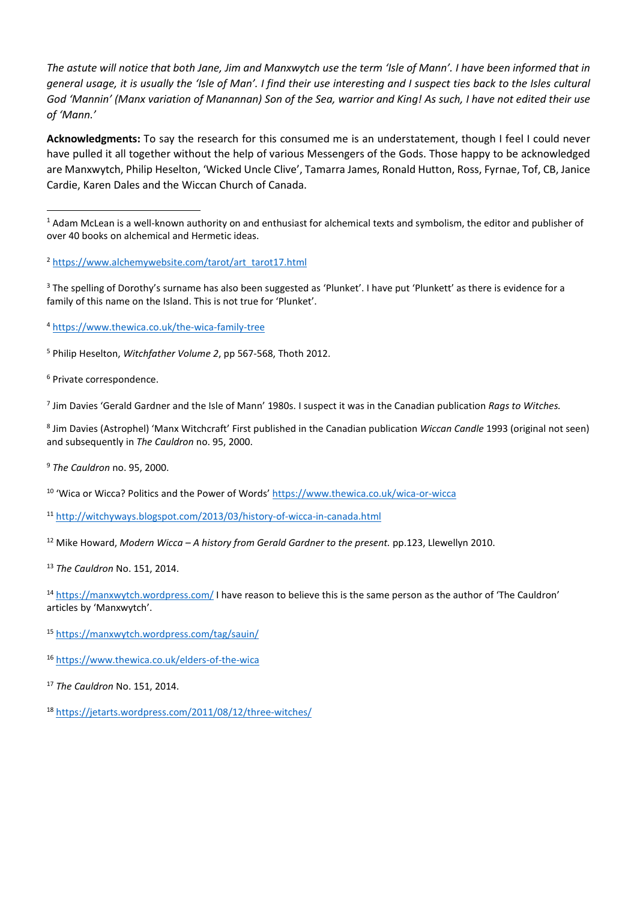*The astute will notice that both Jane, Jim and Manxwytch use the term 'Isle of Mann'. I have been informed that in general usage, it is usually the 'Isle of Man'. I find their use interesting and I suspect ties back to the Isles cultural God 'Mannin' (Manx variation of Manannan) Son of the Sea, warrior and King! As such, I have not edited their use of 'Mann.'*

**Acknowledgments:** To say the research for this consumed me is an understatement, though I feel I could never have pulled it all together without the help of various Messengers of the Gods. Those happy to be acknowledged are Manxwytch, Philip Heselton, 'Wicked Uncle Clive', Tamarra James, Ronald Hutton, Ross, Fyrnae, Tof, CB, Janice Cardie, Karen Dales and the Wiccan Church of Canada.

---

[1] Adam McLean is a well-known authority on and enthusiast for alchemical texts and symbolism, the editor and publisher of over 40 books on alchemical and Hermetic ideas.

[2] https://www.alchemywebsite.com/tarot/art_tarot17.html

[3] The spelling of Dorothy's surname has also been suggested as 'Plunket'. I have put 'Plunkett' as there is evidence for a family of this name on the Island. This is not true for 'Plunket'.

[4] https://www.thewica.co.uk/the-wica-family-tree

[5] Philip Heselton, *Witchfather Volume 2*, pp 567-568, Thoth 2012.

[6] Private correspondence.

[7] Jim Davies 'Gerald Gardner and the Isle of Mann' 1980s. I suspect it was in the Canadian publication *Rags to Witches.*

[8] Jim Davies (Astrophel) 'Manx Witchcraft' First published in the Canadian publication *Wiccan Candle* 1993 (original not seen) and subsequently in *The Cauldron* no. 95, 2000.

[9] *The Cauldron* no. 95, 2000.

[10] 'Wica or Wicca? Politics and the Power of Words' https://www.thewica.co.uk/wica-or-wicca

[11] http://witchyways.blogspot.com/2013/03/history-of-wicca-in-canada.html

[12] Mike Howard, *Modern Wicca – A history from Gerald Gardner to the present.* pp.123, Llewellyn 2010.

[13] *The Cauldron* No. 151, 2014.

[14] https://manxwytch.wordpress.com/ I have reason to believe this is the same person as the author of 'The Cauldron' articles by 'Manxwytch'.

[15] https://manxwytch.wordpress.com/tag/sauin/

[16] https://www.thewica.co.uk/elders-of-the-wica

[17] *The Cauldron* No. 151, 2014.

[18] https://jetarts.wordpress.com/2011/08/12/three-witches/